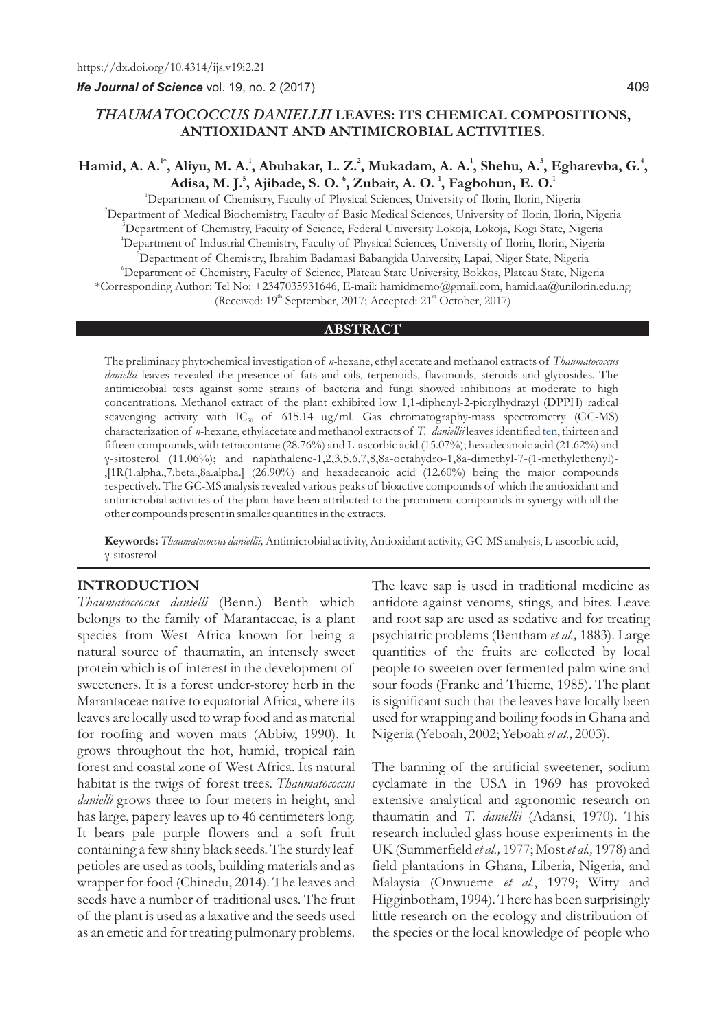https://dx.doi.org/10.4314/ijs.v19i2.21

# *THAUMATOCOCCUS DANIELLII* LEAVES: ITS CHEMICAL COMPOSITIONS, ANTIOXIDANT AND ANTIMICROBIAL ACTIVITIES.

**Hamid, A. A.[1*], Aliyu, M. A.[1], Abubakar, L. Z.[2], Mukadam, A. A.[1], Shehu, A.[3], Egharevba, G.[4], Adisa, M. J.[5], Ajibade, S. O.[6], Zubair, A. O.[1], Fagbohun, E. O.[1]**

[1]Department of Chemistry, Faculty of Physical Sciences, University of Ilorin, Ilorin, Nigeria
[2]Department of Medical Biochemistry, Faculty of Basic Medical Sciences, University of Ilorin, Ilorin, Nigeria
[3]Department of Chemistry, Faculty of Science, Federal University Lokoja, Lokoja, Kogi State, Nigeria
[4]Department of Industrial Chemistry, Faculty of Physical Sciences, University of Ilorin, Ilorin, Nigeria
[5]Department of Chemistry, Ibrahim Badamasi Babangida University, Lapai, Niger State, Nigeria
[6]Department of Chemistry, Faculty of Science, Plateau State University, Bokkos, Plateau State, Nigeria
*Corresponding Author: Tel No: +2347035931646, E-mail: hamidmemo@gmail.com, hamid.aa@unilorin.edu.ng
(Received: 19th September, 2017; Accepted: 21st October, 2017)

## ABSTRACT

The preliminary phytochemical investigation of *n*-hexane, ethyl acetate and methanol extracts of *Thaumatococcus daniellii* leaves revealed the presence of fats and oils, terpenoids, flavonoids, steroids and glycosides. The antimicrobial tests against some strains of bacteria and fungi showed inhibitions at moderate to high concentrations. Methanol extract of the plant exhibited low 1,1-diphenyl-2-picrylhydrazyl (DPPH) radical scavenging activity with $IC_{50}$ of 615.14 μg/ml. Gas chromatography-mass spectrometry (GC-MS) characterization of *n*-hexane, ethylacetate and methanol extracts of *T. daniellii* leaves identified ten, thirteen and fifteen compounds, with tetracontane (28.76%) and L-ascorbic acid (15.07%); hexadecanoic acid (21.62%) and γ-sitosterol (11.06%); and naphthalene-1,2,3,5,6,7,8,8a-octahydro-1,8a-dimethyl-7-(1-methylethenyl)-,[1R(1.alpha.,7.beta.,8a.alpha.] (26.90%) and hexadecanoic acid (12.60%) being the major compounds respectively. The GC-MS analysis revealed various peaks of bioactive compounds of which the antioxidant and antimicrobial activities of the plant have been attributed to the prominent compounds in synergy with all the other compounds present in smaller quantities in the extracts.

**Keywords:** *Thaumatococcus daniellii,* Antimicrobial activity, Antioxidant activity, GC-MS analysis, L-ascorbic acid, γ-sitosterol

## INTRODUCTION

*Thaumatoccocus danielli* (Benn.) Benth which belongs to the family of Marantaceae, is a plant species from West Africa known for being a natural source of thaumatin, an intensely sweet protein which is of interest in the development of sweeteners. It is a forest under-storey herb in the Marantaceae native to equatorial Africa, where its leaves are locally used to wrap food and as material for roofing and woven mats (Abbiw, 1990). It grows throughout the hot, humid, tropical rain forest and coastal zone of West Africa. Its natural habitat is the twigs of forest trees. *Thaumatococcus danielli* grows three to four meters in height, and has large, papery leaves up to 46 centimeters long. It bears pale purple flowers and a soft fruit containing a few shiny black seeds. The sturdy leaf petioles are used as tools, building materials and as wrapper for food (Chinedu, 2014). The leaves and seeds have a number of traditional uses. The fruit of the plant is used as a laxative and the seeds used as an emetic and for treating pulmonary problems. The leave sap is used in traditional medicine as antidote against venoms, stings, and bites. Leave and root sap are used as sedative and for treating psychiatric problems (Bentham *et al.,* 1883). Large quantities of the fruits are collected by local people to sweeten over fermented palm wine and sour foods (Franke and Thieme, 1985). The plant is significant such that the leaves have locally been used for wrapping and boiling foods in Ghana and Nigeria (Yeboah, 2002; Yeboah *et al.,* 2003).

The banning of the artificial sweetener, sodium cyclamate in the USA in 1969 has provoked extensive analytical and agronomic research on thaumatin and *T. daniellii* (Adansi, 1970). This research included glass house experiments in the UK (Summerfield *et al.,* 1977; Most *et al.,* 1978) and field plantations in Ghana, Liberia, Nigeria, and Malaysia (Onwueme *et al.*, 1979; Witty and Higginbotham, 1994). There has been surprisingly little research on the ecology and distribution of the species or the local knowledge of people who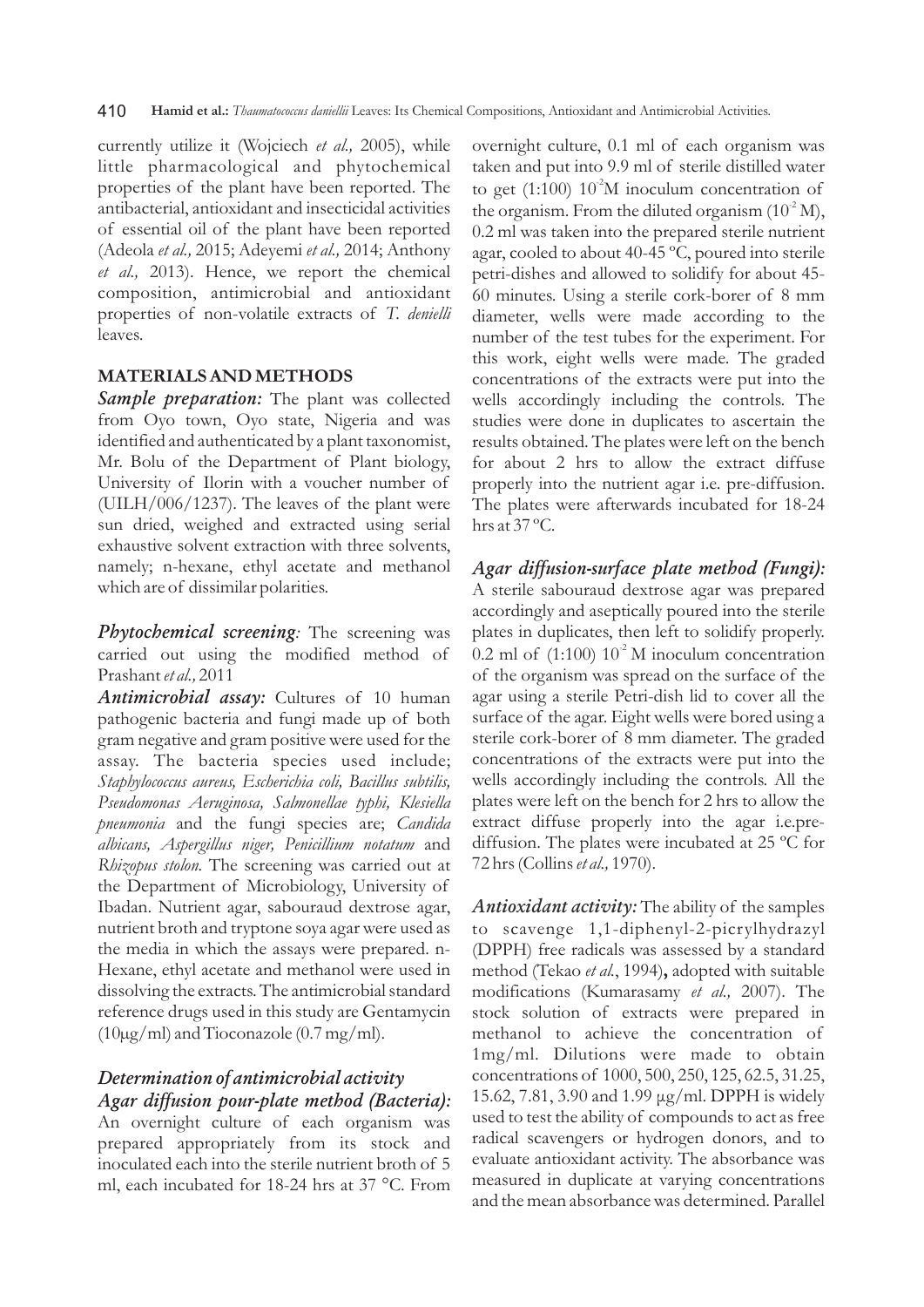currently utilize it (Wojciech *et al.,* 2005), while little pharmacological and phytochemical properties of the plant have been reported. The antibacterial, antioxidant and insecticidal activities of essential oil of the plant have been reported (Adeola *et al.,* 2015; Adeyemi *et al.,* 2014; Anthony *et al.,* 2013). Hence, we report the chemical composition, antimicrobial and antioxidant properties of non-volatile extracts of *T. denielli* leaves.

## MATERIALS AND METHODS

***Sample preparation:*** The plant was collected from Oyo town, Oyo state, Nigeria and was identified and authenticated by a plant taxonomist, Mr. Bolu of the Department of Plant biology, University of Ilorin with a voucher number of (UILH/006/1237). The leaves of the plant were sun dried, weighed and extracted using serial exhaustive solvent extraction with three solvents, namely; n-hexane, ethyl acetate and methanol which are of dissimilar polarities.

***Phytochemical screening:*** The screening was carried out using the modified method of Prashant *et al.,* 2011

***Antimicrobial assay:*** Cultures of 10 human pathogenic bacteria and fungi made up of both gram negative and gram positive were used for the assay. The bacteria species used include; *Staphylococcus aureus, Escherichia coli, Bacillus subtilis, Pseudomonas Aeruginosa, Salmonellae typhi, Klesiella pneumonia* and the fungi species are; *Candida albicans, Aspergillus niger, Penicillium notatum* and *Rhizopus stolon.* The screening was carried out at the Department of Microbiology, University of Ibadan. Nutrient agar, sabouraud dextrose agar, nutrient broth and tryptone soya agar were used as the media in which the assays were prepared. n-Hexane, ethyl acetate and methanol were used in dissolving the extracts. The antimicrobial standard reference drugs used in this study are Gentamycin (10μg/ml) and Tioconazole (0.7 mg/ml).

### *Determination of antimicrobial activity*

***Agar diffusion pour-plate method (Bacteria):*** An overnight culture of each organism was prepared appropriately from its stock and inoculated each into the sterile nutrient broth of 5 ml, each incubated for 18-24 hrs at 37 °C. From overnight culture, 0.1 ml of each organism was taken and put into 9.9 ml of sterile distilled water to get (1:100) $10^{-2}$M inoculum concentration of the organism. From the diluted organism ($10^{-2}$ M), 0.2 ml was taken into the prepared sterile nutrient agar, cooled to about 40-45 ºC, poured into sterile petri-dishes and allowed to solidify for about 45-60 minutes. Using a sterile cork-borer of 8 mm diameter, wells were made according to the number of the test tubes for the experiment. For this work, eight wells were made. The graded concentrations of the extracts were put into the wells accordingly including the controls. The studies were done in duplicates to ascertain the results obtained. The plates were left on the bench for about 2 hrs to allow the extract diffuse properly into the nutrient agar i.e. pre-diffusion. The plates were afterwards incubated for 18-24 hrs at 37 ºC.

***Agar diffusion-surface plate method (Fungi):*** A sterile sabouraud dextrose agar was prepared accordingly and aseptically poured into the sterile plates in duplicates, then left to solidify properly. 0.2 ml of (1:100) $10^{-2}$ M inoculum concentration of the organism was spread on the surface of the agar using a sterile Petri-dish lid to cover all the surface of the agar. Eight wells were bored using a sterile cork-borer of 8 mm diameter. The graded concentrations of the extracts were put into the wells accordingly including the controls. All the plates were left on the bench for 2 hrs to allow the extract diffuse properly into the agar i.e.pre-diffusion. The plates were incubated at 25 ºC for 72 hrs (Collins *et al.,* 1970).

***Antioxidant activity:*** The ability of the samples to scavenge 1,1-diphenyl-2-picrylhydrazyl (DPPH) free radicals was assessed by a standard method (Tekao *et al.*, 1994)**,** adopted with suitable modifications (Kumarasamy *et al.,* 2007). The stock solution of extracts were prepared in methanol to achieve the concentration of 1mg/ml. Dilutions were made to obtain concentrations of 1000, 500, 250, 125, 62.5, 31.25, 15.62, 7.81, 3.90 and 1.99 μg/ml. DPPH is widely used to test the ability of compounds to act as free radical scavengers or hydrogen donors, and to evaluate antioxidant activity. The absorbance was measured in duplicate at varying concentrations and the mean absorbance was determined. Parallel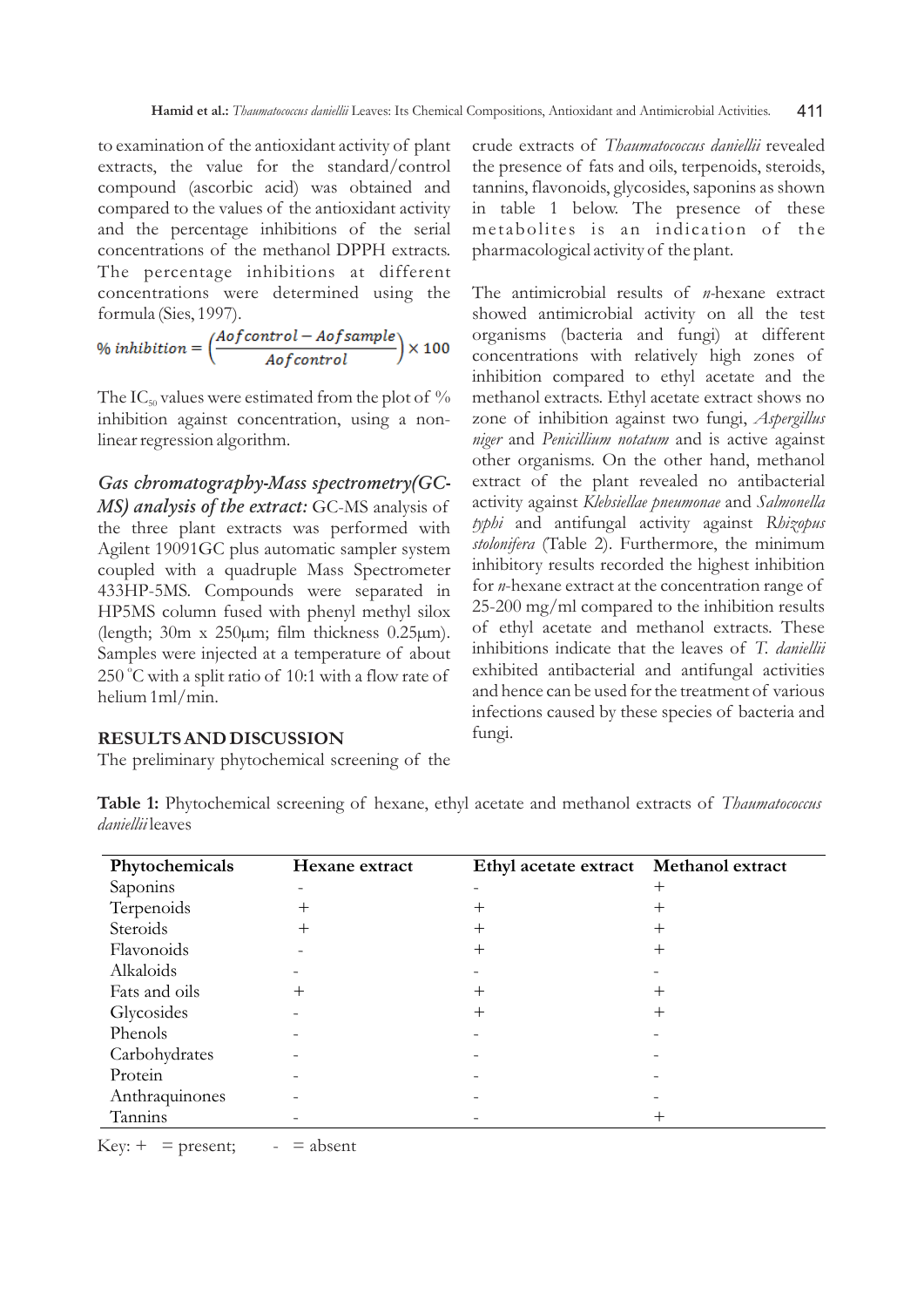to examination of the antioxidant activity of plant extracts, the value for the standard/control compound (ascorbic acid) was obtained and compared to the values of the antioxidant activity and the percentage inhibitions of the serial concentrations of the methanol DPPH extracts. The percentage inhibitions at different concentrations were determined using the formula (Sies, 1997).

$$\% \, inhibition = \left(\frac{Aof control - Aof sample}{Aof control}\right) \times 100$$

The $IC_{50}$ values were estimated from the plot of % inhibition against concentration, using a non-linear regression algorithm.

***Gas chromatography-Mass spectrometry(GC-MS) analysis of the extract:*** GC-MS analysis of the three plant extracts was performed with Agilent 19091GC plus automatic sampler system coupled with a quadruple Mass Spectrometer 433HP-5MS. Compounds were separated in HP5MS column fused with phenyl methyl silox (length; 30m x 250µm; film thickness 0.25µm). Samples were injected at a temperature of about 250 °C with a split ratio of 10:1 with a flow rate of helium 1ml/min.

## RESULTS AND DISCUSSION

The preliminary phytochemical screening of the crude extracts of *Thaumatococcus daniellii* revealed the presence of fats and oils, terpenoids, steroids, tannins, flavonoids, glycosides, saponins as shown in table 1 below. The presence of these metabolites is an indication of the pharmacological activity of the plant.

The antimicrobial results of *n*-hexane extract showed antimicrobial activity on all the test organisms (bacteria and fungi) at different concentrations with relatively high zones of inhibition compared to ethyl acetate and the methanol extracts. Ethyl acetate extract shows no zone of inhibition against two fungi, *Aspergillus niger* and *Penicillium notatum* and is active against other organisms. On the other hand, methanol extract of the plant revealed no antibacterial activity against *Klebsiellae pneumonae* and *Salmonella typhi* and antifungal activity against *Rhizopus stolonifera* (Table 2). Furthermore, the minimum inhibitory results recorded the highest inhibition for *n*-hexane extract at the concentration range of 25-200 mg/ml compared to the inhibition results of ethyl acetate and methanol extracts. These inhibitions indicate that the leaves of *T. daniellii* exhibited antibacterial and antifungal activities and hence can be used for the treatment of various infections caused by these species of bacteria and fungi.

**Table 1:** Phytochemical screening of hexane, ethyl acetate and methanol extracts of *Thaumatococcus daniellii* leaves

| Phytochemicals | Hexane extract | Ethyl acetate extract | Methanol extract |
|---|---|---|---|
| Saponins | - | - | + |
| Terpenoids | + | + | + |
| Steroids | + | + | + |
| Flavonoids | - | + | + |
| Alkaloids | - | - | - |
| Fats and oils | + | + | + |
| Glycosides | - | + | + |
| Phenols | - | - | - |
| Carbohydrates | - | - | - |
| Protein | - | - | - |
| Anthraquinones | - | - | - |
| Tannins | - | - | + |

Key: + = present; - = absent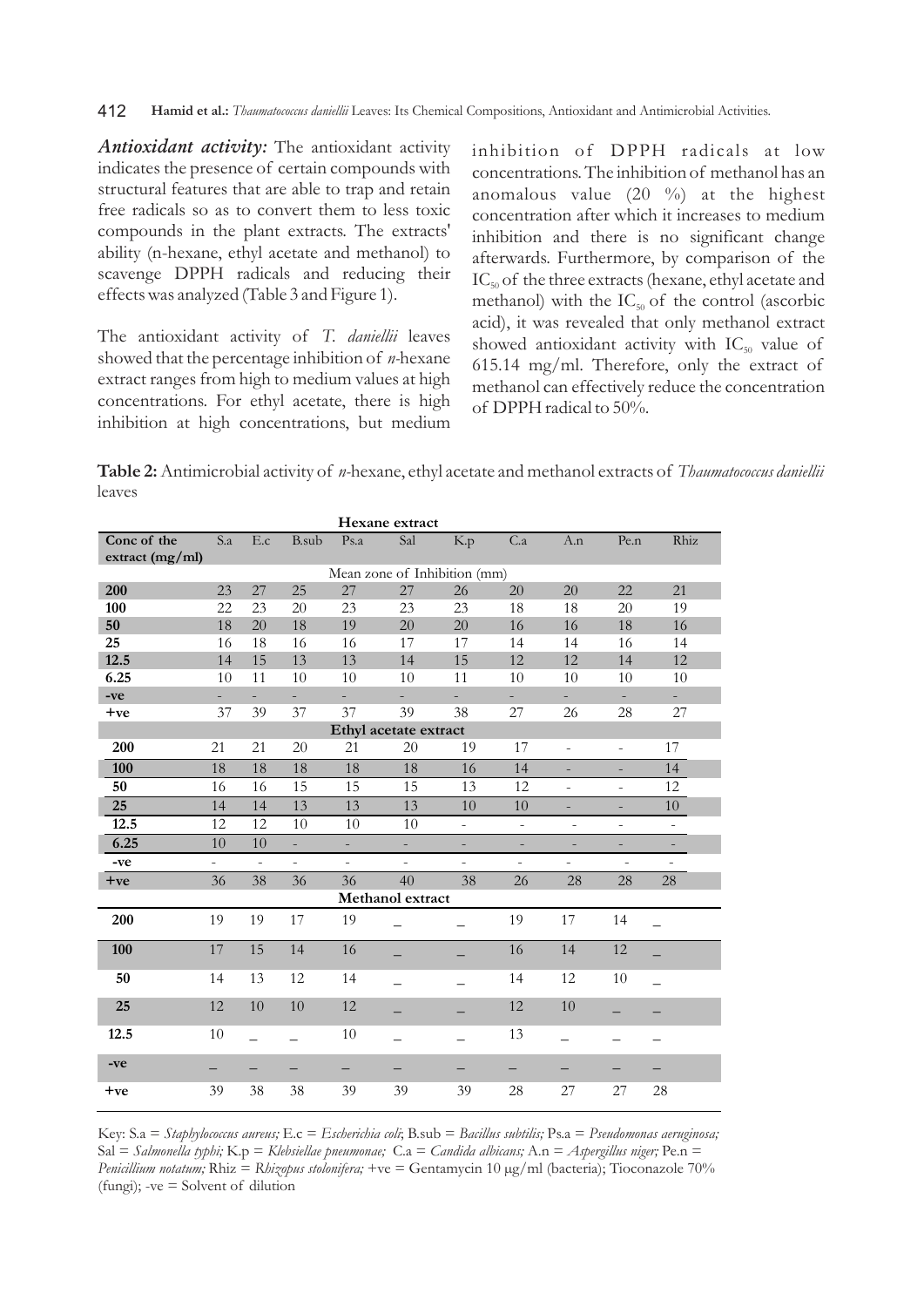***Antioxidant activity:*** The antioxidant activity indicates the presence of certain compounds with structural features that are able to trap and retain free radicals so as to convert them to less toxic compounds in the plant extracts. The extracts' ability (n-hexane, ethyl acetate and methanol) to scavenge DPPH radicals and reducing their effects was analyzed (Table 3 and Figure 1).

The antioxidant activity of *T. daniellii* leaves showed that the percentage inhibition of *n*-hexane extract ranges from high to medium values at high concentrations. For ethyl acetate, there is high inhibition at high concentrations, but medium inhibition of DPPH radicals at low concentrations. The inhibition of methanol has an anomalous value (20 %) at the highest concentration after which it increases to medium inhibition and there is no significant change afterwards. Furthermore, by comparison of the $IC_{50}$ of the three extracts (hexane, ethyl acetate and methanol) with the $IC_{50}$ of the control (ascorbic acid), it was revealed that only methanol extract showed antioxidant activity with $IC_{50}$ value of 615.14 mg/ml. Therefore, only the extract of methanol can effectively reduce the concentration of DPPH radical to 50%.

**Table 2:** Antimicrobial activity of *n*-hexane, ethyl acetate and methanol extracts of *Thaumatococcus daniellii* leaves

| Conc of the extract (mg/ml) | S.a | E.c | B.sub | Ps.a | Sal | K.p | C.a | A.n | Pe.n | Rhiz |
|---|---|---|---|---|---|---|---|---|---|---|
| **Hexane extract** | | | | | | | | | | |
| | Mean zone of Inhibition (mm) | | | | | | | | | |
| **200** | 23 | 27 | 25 | 27 | 27 | 26 | 20 | 20 | 22 | 21 |
| **100** | 22 | 23 | 20 | 23 | 23 | 23 | 18 | 18 | 20 | 19 |
| **50** | 18 | 20 | 18 | 19 | 20 | 20 | 16 | 16 | 18 | 16 |
| **25** | 16 | 18 | 16 | 16 | 17 | 17 | 14 | 14 | 16 | 14 |
| **12.5** | 14 | 15 | 13 | 13 | 14 | 15 | 12 | 12 | 14 | 12 |
| **6.25** | 10 | 11 | 10 | 10 | 10 | 11 | 10 | 10 | 10 | 10 |
| **-ve** | - | - | - | - | - | - | - | - | - | - |
| **+ve** | 37 | 39 | 37 | 37 | 39 | 38 | 27 | 26 | 28 | 27 |
| **Ethyl acetate extract** | | | | | | | | | | |
| **200** | 21 | 21 | 20 | 21 | 20 | 19 | 17 | - | - | 17 |
| **100** | 18 | 18 | 18 | 18 | 18 | 16 | 14 | - | - | 14 |
| **50** | 16 | 16 | 15 | 15 | 15 | 13 | 12 | - | - | 12 |
| **25** | 14 | 14 | 13 | 13 | 13 | 10 | 10 | - | - | 10 |
| **12.5** | 12 | 12 | 10 | 10 | 10 | - | - | - | - | - |
| **6.25** | 10 | 10 | - | - | - | - | - | - | - | - |
| **-ve** | - | - | - | - | - | - | - | - | - | - |
| **+ve** | 36 | 38 | 36 | 36 | 40 | 38 | 26 | 28 | 28 | 28 |
| **Methanol extract** | | | | | | | | | | |
| **200** | 19 | 19 | 17 | 19 | _ | _ | 19 | 17 | 14 | _ |
| **100** | 17 | 15 | 14 | 16 | _ | _ | 16 | 14 | 12 | _ |
| **50** | 14 | 13 | 12 | 14 | _ | _ | 14 | 12 | 10 | _ |
| **25** | 12 | 10 | 10 | 12 | _ | _ | 12 | 10 | _ | _ |
| **12.5** | 10 | _ | _ | 10 | _ | _ | 13 | _ | _ | _ |
| **-ve** | _ | _ | _ | _ | _ | _ | _ | _ | _ | _ |
| **+ve** | 39 | 38 | 38 | 39 | 39 | 39 | 28 | 27 | 27 | 28 |

Key: S.a = *Staphylococcus aureus;* E.c = *Escherichia coli*; B.sub = *Bacillus subtilis;* Ps.a = *Pseudomonas aeruginosa;* Sal = *Salmonella typhi;* K.p = *Klebsiellae pneumonae;* C.a = *Candida albicans;* A.n = *Aspergillus niger;* Pe.n = *Penicillium notatum;* Rhiz = *Rhizopus stolonifera;* +ve = Gentamycin 10 μg/ml (bacteria); Tioconazole 70% (fungi); -ve = Solvent of dilution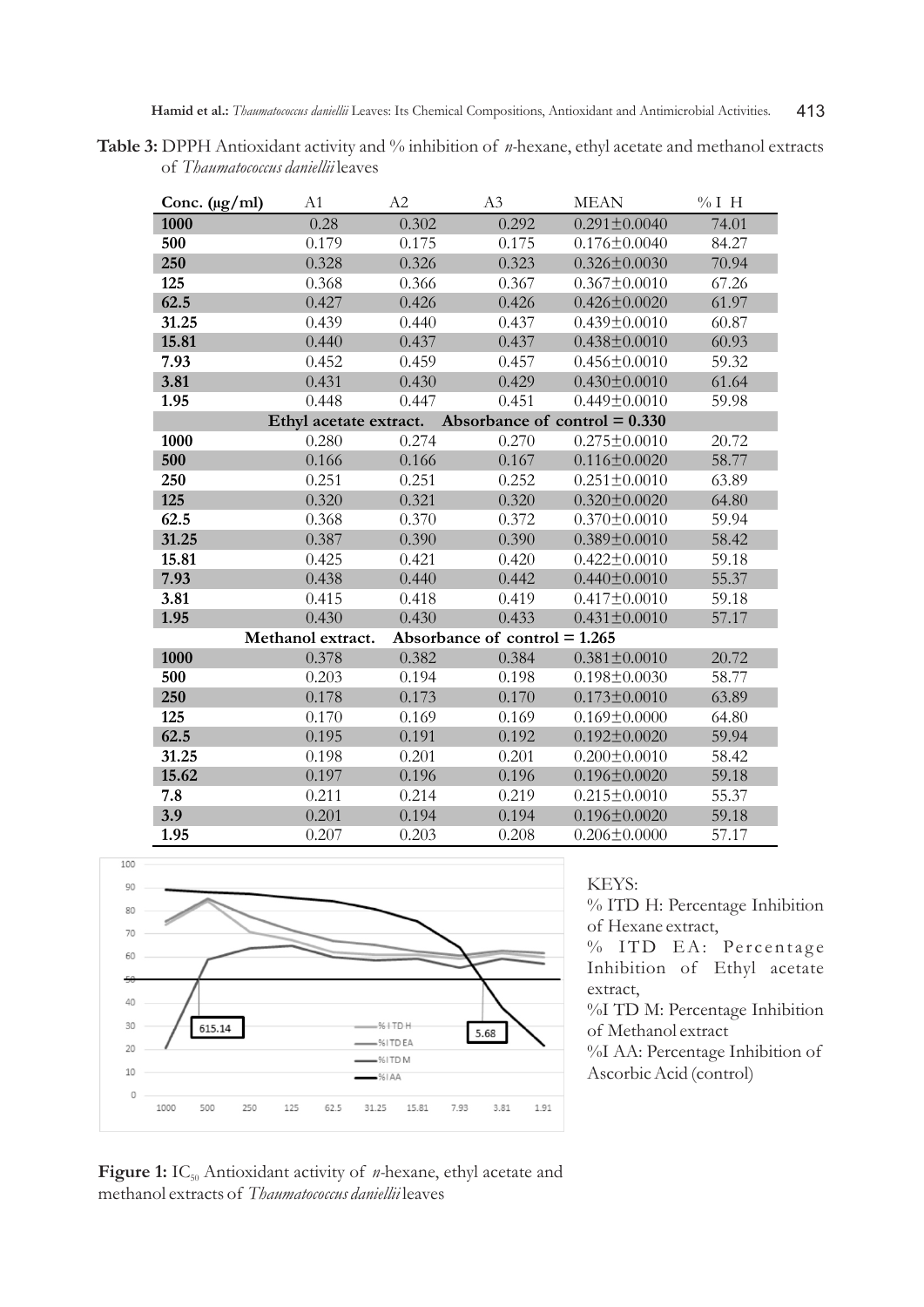**Table 3:** DPPH Antioxidant activity and % inhibition of *n*-hexane, ethyl acetate and methanol extracts of *Thaumatococcus daniellii* leaves

| Conc. (µg/ml) | A1 | A2 | A3 | MEAN | % I H |
|---|---|---|---|---|---|
| **1000** | 0.28 | 0.302 | 0.292 | 0.291±0.0040 | 74.01 |
| **500** | 0.179 | 0.175 | 0.175 | 0.176±0.0040 | 84.27 |
| **250** | 0.328 | 0.326 | 0.323 | 0.326±0.0030 | 70.94 |
| **125** | 0.368 | 0.366 | 0.367 | 0.367±0.0010 | 67.26 |
| **62.5** | 0.427 | 0.426 | 0.426 | 0.426±0.0020 | 61.97 |
| **31.25** | 0.439 | 0.440 | 0.437 | 0.439±0.0010 | 60.87 |
| **15.81** | 0.440 | 0.437 | 0.437 | 0.438±0.0010 | 60.93 |
| **7.93** | 0.452 | 0.459 | 0.457 | 0.456±0.0010 | 59.32 |
| **3.81** | 0.431 | 0.430 | 0.429 | 0.430±0.0010 | 61.64 |
| **1.95** | 0.448 | 0.447 | 0.451 | 0.449±0.0010 | 59.98 |
| | **Ethyl acetate extract.** | | **Absorbance of control = 0.330** | | |
| **1000** | 0.280 | 0.274 | 0.270 | 0.275±0.0010 | 20.72 |
| **500** | 0.166 | 0.166 | 0.167 | 0.116±0.0020 | 58.77 |
| **250** | 0.251 | 0.251 | 0.252 | 0.251±0.0010 | 63.89 |
| **125** | 0.320 | 0.321 | 0.320 | 0.320±0.0020 | 64.80 |
| **62.5** | 0.368 | 0.370 | 0.372 | 0.370±0.0010 | 59.94 |
| **31.25** | 0.387 | 0.390 | 0.390 | 0.389±0.0010 | 58.42 |
| **15.81** | 0.425 | 0.421 | 0.420 | 0.422±0.0010 | 59.18 |
| **7.93** | 0.438 | 0.440 | 0.442 | 0.440±0.0010 | 55.37 |
| **3.81** | 0.415 | 0.418 | 0.419 | 0.417±0.0010 | 59.18 |
| **1.95** | 0.430 | 0.430 | 0.433 | 0.431±0.0010 | 57.17 |
| | **Methanol extract.** | | **Absorbance of control = 1.265** | | |
| **1000** | 0.378 | 0.382 | 0.384 | 0.381±0.0010 | 20.72 |
| **500** | 0.203 | 0.194 | 0.198 | 0.198±0.0030 | 58.77 |
| **250** | 0.178 | 0.173 | 0.170 | 0.173±0.0010 | 63.89 |
| **125** | 0.170 | 0.169 | 0.169 | 0.169±0.0000 | 64.80 |
| **62.5** | 0.195 | 0.191 | 0.192 | 0.192±0.0020 | 59.94 |
| **31.25** | 0.198 | 0.201 | 0.201 | 0.200±0.0010 | 58.42 |
| **15.62** | 0.197 | 0.196 | 0.196 | 0.196±0.0020 | 59.18 |
| **7.8** | 0.211 | 0.214 | 0.219 | 0.215±0.0010 | 55.37 |
| **3.9** | 0.201 | 0.194 | 0.194 | 0.196±0.0020 | 59.18 |
| **1.95** | 0.207 | 0.203 | 0.208 | 0.206±0.0000 | 57.17 |

KEYS:

% ITD H: Percentage Inhibition of Hexane extract,

% ITD EA: Percentage Inhibition of Ethyl acetate extract,

%I TD M: Percentage Inhibition of Methanol extract

%I AA: Percentage Inhibition of Ascorbic Acid (control)

**Figure 1:** $IC_{50}$ Antioxidant activity of *n*-hexane, ethyl acetate and methanol extracts of *Thaumatococcus daniellii* leaves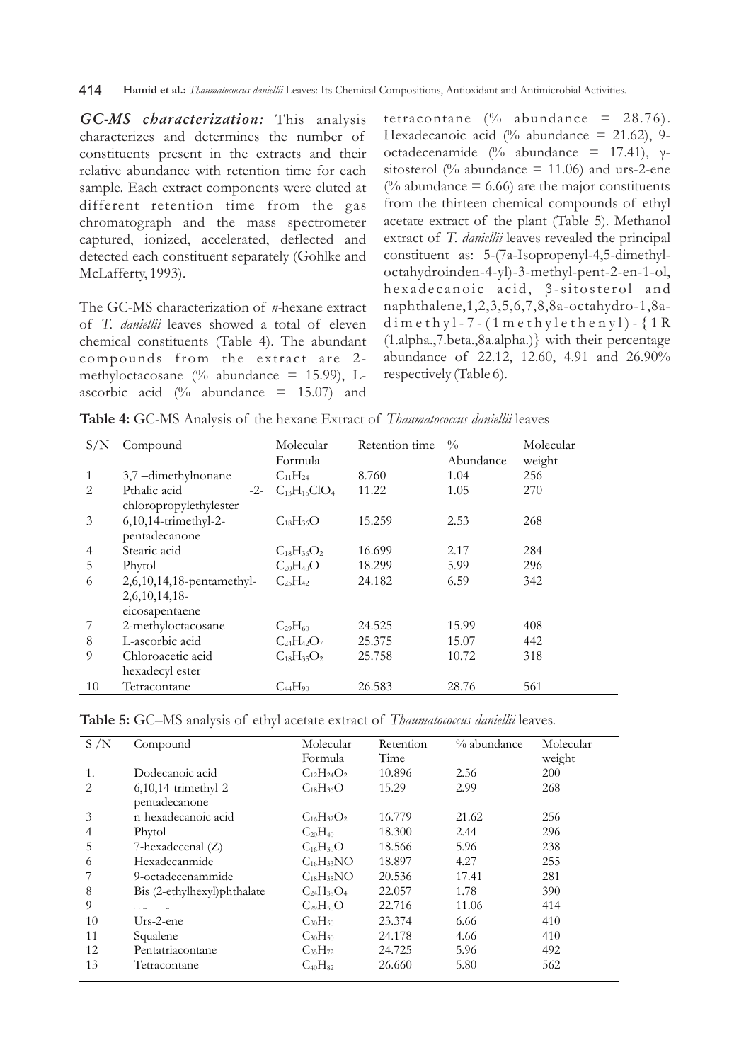***GC-MS characterization:*** This analysis characterizes and determines the number of constituents present in the extracts and their relative abundance with retention time for each sample. Each extract components were eluted at different retention time from the gas chromatograph and the mass spectrometer captured, ionized, accelerated, deflected and detected each constituent separately (Gohlke and McLafferty, 1993).

The GC-MS characterization of *n*-hexane extract of *T. daniellii* leaves showed a total of eleven chemical constituents (Table 4). The abundant compounds from the extract are 2-methyloctacosane (% abundance = 15.99), L-ascorbic acid (% abundance = 15.07) and tetracontane (% abundance = 28.76). Hexadecanoic acid (% abundance = 21.62), 9-octadecenamide (% abundance = 17.41), γ-sitosterol (% abundance = 11.06) and urs-2-ene (% abundance = 6.66) are the major constituents from the thirteen chemical compounds of ethyl acetate extract of the plant (Table 5). Methanol extract of *T. daniellii* leaves revealed the principal constituent as: 5-(7a-Isopropenyl-4,5-dimethyl-octahydroinden-4-yl)-3-methyl-pent-2-en-1-ol, hexadecanoic acid, β-sitosterol and naphthalene,1,2,3,5,6,7,8,8a-octahydro-1,8a-dimethyl-7-(1methylethenyl)-{1R (1.alpha.,7.beta.,8a.alpha.)} with their percentage abundance of 22.12, 12.60, 4.91 and 26.90% respectively (Table 6).

**Table 4:** GC-MS Analysis of the hexane Extract of *Thaumatococcus daniellii* leaves

| S/N | Compound | Molecular Formula | Retention time | % Abundance | Molecular weight |
|---|---|---|---|---|---|
| 1 | 3,7 –dimethylnonane | $C_{11}H_{24}$ | 8.760 | 1.04 | 256 |
| 2 | Pthalic acid -2-chloropropylethylester | $C_{13}H_{15}ClO_4$ | 11.22 | 1.05 | 270 |
| 3 | 6,10,14-trimethyl-2-pentadecanone | $C_{18}H_{36}O$ | 15.259 | 2.53 | 268 |
| 4 | Stearic acid | $C_{18}H_{36}O_2$ | 16.699 | 2.17 | 284 |
| 5 | Phytol | $C_{20}H_{40}O$ | 18.299 | 5.99 | 296 |
| 6 | 2,6,10,14,18-pentamethyl-2,6,10,14,18-eicosapentaene | $C_{25}H_{42}$ | 24.182 | 6.59 | 342 |
| 7 | 2-methyloctacosane | $C_{29}H_{60}$ | 24.525 | 15.99 | 408 |
| 8 | L-ascorbic acid | $C_{24}H_{42}O_7$ | 25.375 | 15.07 | 442 |
| 9 | Chloroacetic acid hexadecyl ester | $C_{18}H_{35}O_2$ | 25.758 | 10.72 | 318 |
| 10 | Tetracontane | $C_{44}H_{90}$ | 26.583 | 28.76 | 561 |

**Table 5:** GC–MS analysis of ethyl acetate extract of *Thaumatococcus daniellii* leaves.

| S /N | Compound | Molecular Formula | Retention Time | % abundance | Molecular weight |
|---|---|---|---|---|---|
| 1. | Dodecanoic acid | $C_{12}H_{24}O_2$ | 10.896 | 2.56 | 200 |
| 2 | 6,10,14-trimethyl-2-pentadecanone | $C_{18}H_{36}O$ | 15.29 | 2.99 | 268 |
| 3 | n-hexadecanoic acid | $C_{16}H_{32}O_2$ | 16.779 | 21.62 | 256 |
| 4 | Phytol | $C_{20}H_{40}$ | 18.300 | 2.44 | 296 |
| 5 | 7-hexadecenal (Z) | $C_{16}H_{30}O$ | 18.566 | 5.96 | 238 |
| 6 | Hexadecanmide | $C_{16}H_{33}NO$ | 18.897 | 4.27 | 255 |
| 7 | 9-octadecenammide | $C_{18}H_{35}NO$ | 20.536 | 17.41 | 281 |
| 8 | Bis (2-ethylhexyl)phthalate | $C_{24}H_{38}O_4$ | 22.057 | 1.78 | 390 |
| 9 | | $C_{29}H_{50}O$ | 22.716 | 11.06 | 414 |
| 10 | Urs-2-ene | $C_{30}H_{50}$ | 23.374 | 6.66 | 410 |
| 11 | Squalene | $C_{30}H_{50}$ | 24.178 | 4.66 | 410 |
| 12 | Pentatriacontane | $C_{35}H_{72}$ | 24.725 | 5.96 | 492 |
| 13 | Tetracontane | $C_{40}H_{82}$ | 26.660 | 5.80 | 562 |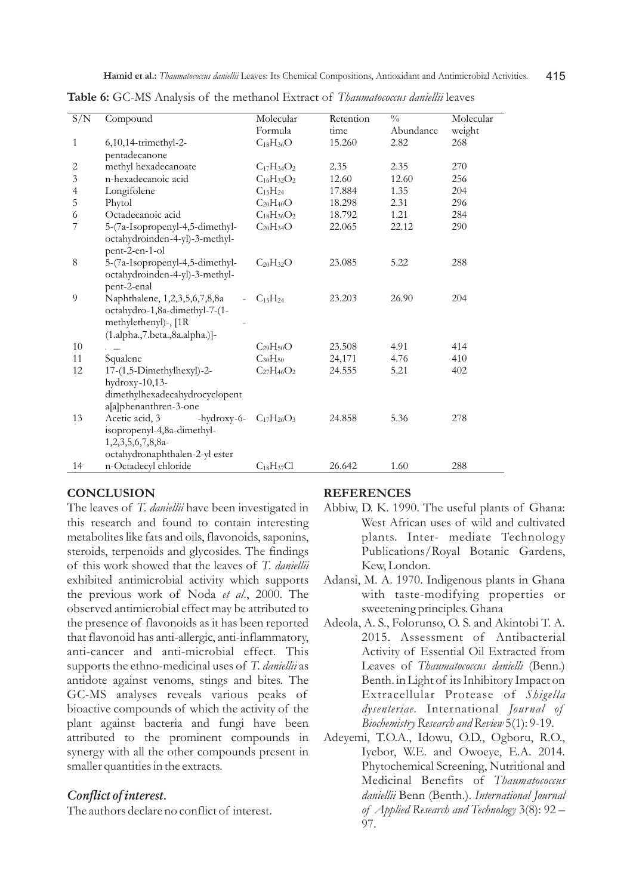**Table 6:** GC-MS Analysis of the methanol Extract of *Thaumatococcus daniellii* leaves

| S/N | Compound | Molecular Formula | Retention time | % Abundance | Molecular weight |
|---|---|---|---|---|---|
| 1 | 6,10,14-trimethyl-2-pentadecanone | $C_{18}H_{36}O$ | 15.260 | 2.82 | 268 |
| 2 | methyl hexadecanoate | $C_{17}H_{34}O_2$ | 2.35 | 2.35 | 270 |
| 3 | n-hexadecanoic acid | $C_{16}H_{32}O_2$ | 12.60 | 12.60 | 256 |
| 4 | Longifolene | $C_{15}H_{24}$ | 17.884 | 1.35 | 204 |
| 5 | Phytol | $C_{20}H_{40}O$ | 18.298 | 2.31 | 296 |
| 6 | Octadecanoic acid | $C_{18}H_{36}O_2$ | 18.792 | 1.21 | 284 |
| 7 | 5-(7a-Isopropenyl-4,5-dimethyl-octahydroinden-4-yl)-3-methyl-pent-2-en-1-ol | $C_{20}H_{34}O$ | 22.065 | 22.12 | 290 |
| 8 | 5-(7a-Isopropenyl-4,5-dimethyl-octahydroinden-4-yl)-3-methyl-pent-2-enal | $C_{20}H_{32}O$ | 23.085 | 5.22 | 288 |
| 9 | Naphthalene, 1,2,3,5,6,7,8,8a - octahydro-1,8a-dimethyl-7-(1-methylethenyl)-, [1R - (1.alpha.,7.beta.,8a.alpha.)]- | $C_{15}H_{24}$ | 23.203 | 26.90 | 204 |
| 10 | | $C_{29}H_{50}O$ | 23.508 | 4.91 | 414 |
| 11 | Squalene | $C_{30}H_{50}$ | 24,171 | 4.76 | 410 |
| 12 | 17-(1,5-Dimethylhexyl)-2-hydroxy-10,13-dimethylhexadecahydrocyclopenta[a]phenanthren-3-one | $C_{27}H_{46}O_2$ | 24.555 | 5.21 | 402 |
| 13 | Acetic acid, 3 -hydroxy-6-isopropenyl-4,8a-dimethyl-1,2,3,5,6,7,8,8a-octahydronaphthalen-2-yl ester | $C_{17}H_{26}O_3$ | 24.858 | 5.36 | 278 |
| 14 | n-Octadecyl chloride | $C_{18}H_{37}Cl$ | 26.642 | 1.60 | 288 |

## CONCLUSION

The leaves of *T. daniellii* have been investigated in this research and found to contain interesting metabolites like fats and oils, flavonoids, saponins, steroids, terpenoids and glycosides. The findings of this work showed that the leaves of *T. daniellii* exhibited antimicrobial activity which supports the previous work of Noda *et al*., 2000. The observed antimicrobial effect may be attributed to the presence of flavonoids as it has been reported that flavonoid has anti-allergic, anti-inflammatory, anti-cancer and anti-microbial effect. This supports the ethno-medicinal uses of *T. daniellii* as antidote against venoms, stings and bites. The GC-MS analyses reveals various peaks of bioactive compounds of which the activity of the plant against bacteria and fungi have been attributed to the prominent compounds in synergy with all the other compounds present in smaller quantities in the extracts.

### *Conflict of interest.*

The authors declare no conflict of interest.

## REFERENCES

Abbiw, D. K. 1990. The useful plants of Ghana: West African uses of wild and cultivated plants. Inter- mediate Technology Publications/Royal Botanic Gardens, Kew, London.

Adansi, M. A. 1970. Indigenous plants in Ghana with taste-modifying properties or sweetening principles. Ghana

Adeola, A. S., Folorunso, O. S. and Akintobi T. A. 2015. Assessment of Antibacterial Activity of Essential Oil Extracted from Leaves of *Thaumatococcus danielli* (Benn.) Benth. in Light of its Inhibitory Impact on Extracellular Protease of *Shigella dysenteriae*. International *Journal of Biochemistry Research and Review* 5(1): 9-19.

Adeyemi, T.O.A., Idowu, O.D., Ogboru, R.O., Iyebor, W.E. and Owoeye, E.A. 2014. Phytochemical Screening, Nutritional and Medicinal Benefits of *Thaumatococcus daniellii* Benn (Benth.). *International Journal of Applied Research and Technology* 3(8): 92 – 97.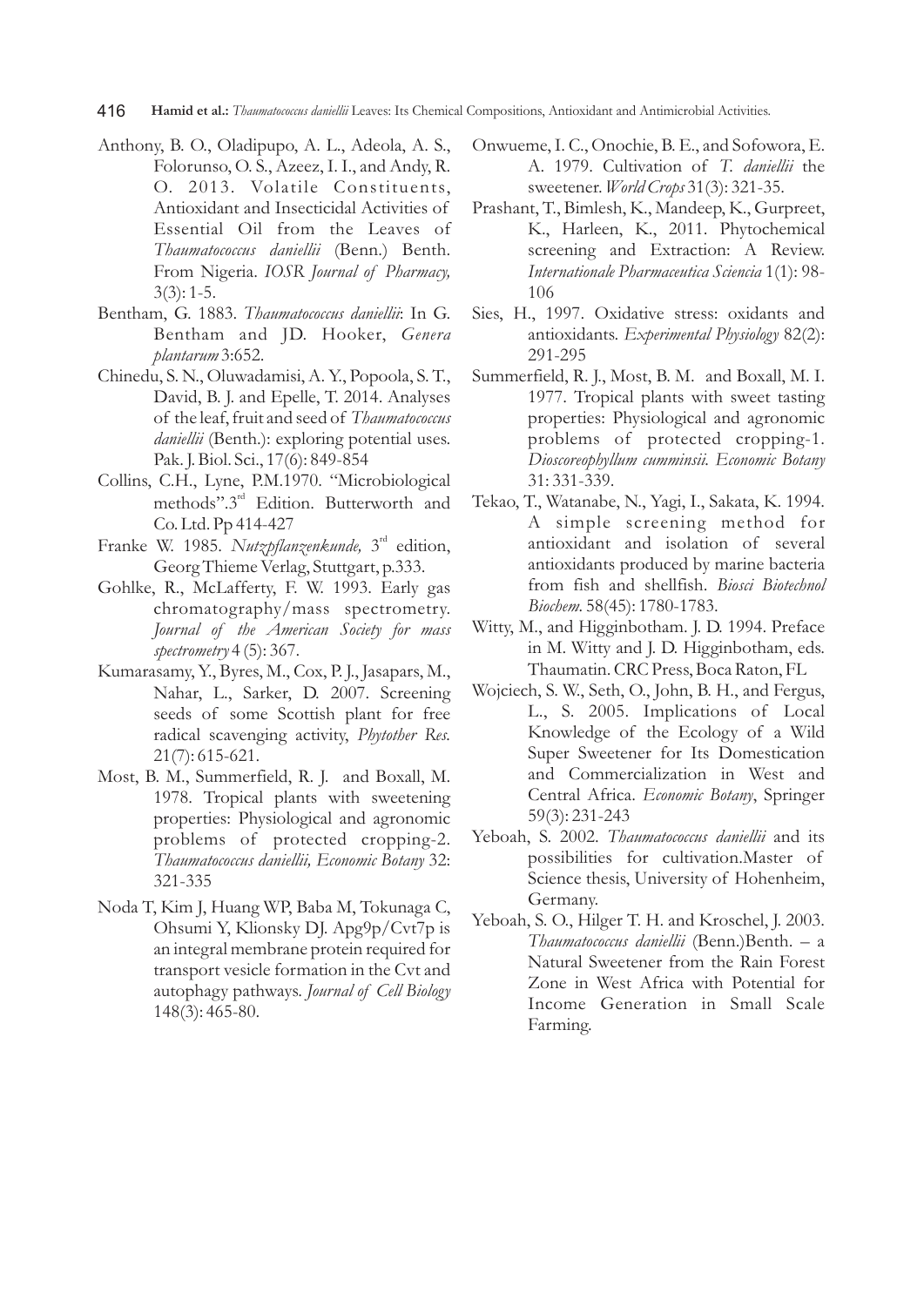Anthony, B. O., Oladipupo, A. L., Adeola, A. S., Folorunso, O. S., Azeez, I. I., and Andy, R. O. 2013. Volatile Constituents, Antioxidant and Insecticidal Activities of Essential Oil from the Leaves of *Thaumatococcus daniellii* (Benn.) Benth. From Nigeria. *IOSR Journal of Pharmacy,* 3(3): 1-5.

Bentham, G. 1883. *Thaumatococcus daniellii*: In G. Bentham and JD. Hooker, *Genera plantarum* 3:652.

Chinedu, S. N., Oluwadamisi, A. Y., Popoola, S. T., David, B. J. and Epelle, T. 2014. Analyses of the leaf, fruit and seed of *Thaumatococcus daniellii* (Benth.): exploring potential uses. Pak. J. Biol. Sci., 17(6): 849-854

Collins, C.H., Lyne, P.M.1970. "Microbiological methods".3rd Edition. Butterworth and Co. Ltd. Pp 414-427

Franke W. 1985. *Nutzpflanzenkunde,* 3rd edition, Georg Thieme Verlag, Stuttgart, p.333.

Gohlke, R., McLafferty, F. W. 1993. Early gas chromatography/mass spectrometry. *Journal of the American Society for mass spectrometry* 4 (5): 367.

Kumarasamy, Y., Byres, M., Cox, P. J., Jasapars, M., Nahar, L., Sarker, D. 2007. Screening seeds of some Scottish plant for free radical scavenging activity, *Phytother Res.* 21(7): 615-621.

Most, B. M., Summerfield, R. J. and Boxall, M. 1978. Tropical plants with sweetening properties: Physiological and agronomic problems of protected cropping-2. *Thaumatococcus daniellii, Economic Botany* 32: 321-335

Noda T, Kim J, Huang WP, Baba M, Tokunaga C, Ohsumi Y, Klionsky DJ. Apg9p/Cvt7p is an integral membrane protein required for transport vesicle formation in the Cvt and autophagy pathways. *Journal of Cell Biology* 148(3): 465-80.

Onwueme, I. C., Onochie, B. E., and Sofowora, E. A. 1979. Cultivation of *T. daniellii* the sweetener. *World Crops* 31(3): 321-35.

Prashant, T., Bimlesh, K., Mandeep, K., Gurpreet, K., Harleen, K., 2011. Phytochemical screening and Extraction: A Review. *Internationale Pharmaceutica Sciencia* 1(1): 98-106

Sies, H., 1997. Oxidative stress: oxidants and antioxidants. *Experimental Physiology* 82(2): 291-295

Summerfield, R. J., Most, B. M. and Boxall, M. I. 1977. Tropical plants with sweet tasting properties: Physiological and agronomic problems of protected cropping-1. *Dioscoreophyllum cumminsii. Economic Botany* 31: 331-339.

Tekao, T., Watanabe, N., Yagi, I., Sakata, K. 1994. A simple screening method for antioxidant and isolation of several antioxidants produced by marine bacteria from fish and shellfish. *Biosci Biotechnol Biochem.* 58(45): 1780-1783.

Witty, M., and Higginbotham. J. D. 1994. Preface in M. Witty and J. D. Higginbotham, eds. Thaumatin. CRC Press, Boca Raton, FL

Wojciech, S. W., Seth, O., John, B. H., and Fergus, L., S. 2005. Implications of Local Knowledge of the Ecology of a Wild Super Sweetener for Its Domestication and Commercialization in West and Central Africa. *Economic Botany*, Springer 59(3): 231-243

Yeboah, S. 2002. *Thaumatococcus daniellii* and its possibilities for cultivation.Master of Science thesis, University of Hohenheim, Germany.

Yeboah, S. O., Hilger T. H. and Kroschel, J. 2003. *Thaumatococcus daniellii* (Benn.)Benth. – a Natural Sweetener from the Rain Forest Zone in West Africa with Potential for Income Generation in Small Scale Farming.